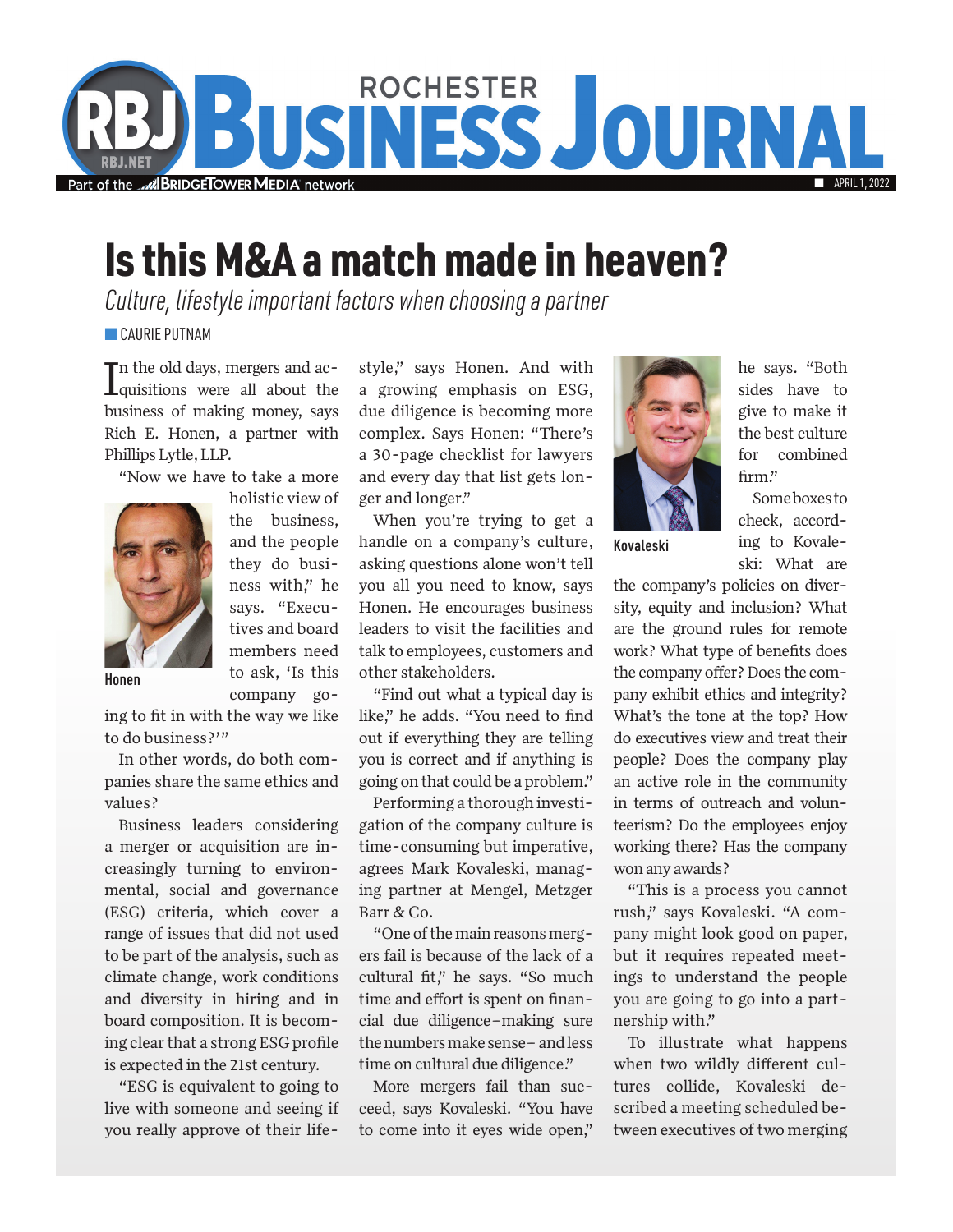# Is this M&A a match made in heaven?

*Culture, lifestyle important factors when choosing a partner*

CAURIE PUTNAM

In the old days, mergers and acquisitions were all about the business of making money, says Rich E. Honen, a partner with Phillips Lytle, LLP.

"Now we have to take a more holistic view of the business, and the people they do business with," he says. "Executives and board members need to ask, 'Is this company going to fit in with the way we like to do business?'"

Honen

In other words, do both companies share the same ethics and values?

Business leaders considering a merger or acquisition are increasingly turning to environmental, social and governance (ESG) criteria, which cover a range of issues that did not used to be part of the analysis, such as climate change, work conditions and diversity in hiring and in board composition. It is becoming clear that a strong ESG profile is expected in the 21st century.

"ESG is equivalent to going to live with someone and seeing if you really approve of their lifestyle," says Honen. And with a growing emphasis on ESG, due diligence is becoming more complex. Says Honen: "There's a 30-page checklist for lawyers and every day that list gets longer and longer."

When you're trying to get a handle on a company's culture, asking questions alone won't tell you all you need to know, says Honen. He encourages business leaders to visit the facilities and talk to employees, customers and other stakeholders.

"Find out what a typical day is like," he adds. "You need to find out if everything they are telling you is correct and if anything is going on that could be a problem."

Performing a thorough investigation of the company culture is time-consuming but imperative, agrees Mark Kovaleski, managing partner at Mengel, Metzger Barr & Co.

"One of the main reasons mergers fail is because of the lack of a cultural fit," he says. "So much time and effort is spent on financial due diligence–making sure the numbers make sense– and less time on cultural due diligence."

More mergers fail than succeed, says Kovaleski. "You have to come into it eyes wide open," he says. "Both sides have to give to make it the best culture for combined firm."

Kovaleski

Some boxes to check, according to Kovaleski: What are the company's policies on diversity, equity and inclusion? What are the ground rules for remote work? What type of benefits does the company offer? Does the company exhibit ethics and integrity? What's the tone at the top? How do executives view and treat their people? Does the company play an active role in the community in terms of outreach and volunteerism? Do the employees enjoy working there? Has the company won any awards?

"This is a process you cannot rush," says Kovaleski. "A company might look good on paper, but it requires repeated meetings to understand the people you are going to go into a partnership with."

To illustrate what happens when two wildly different cultures collide, Kovaleski described a meeting scheduled between executives of two merging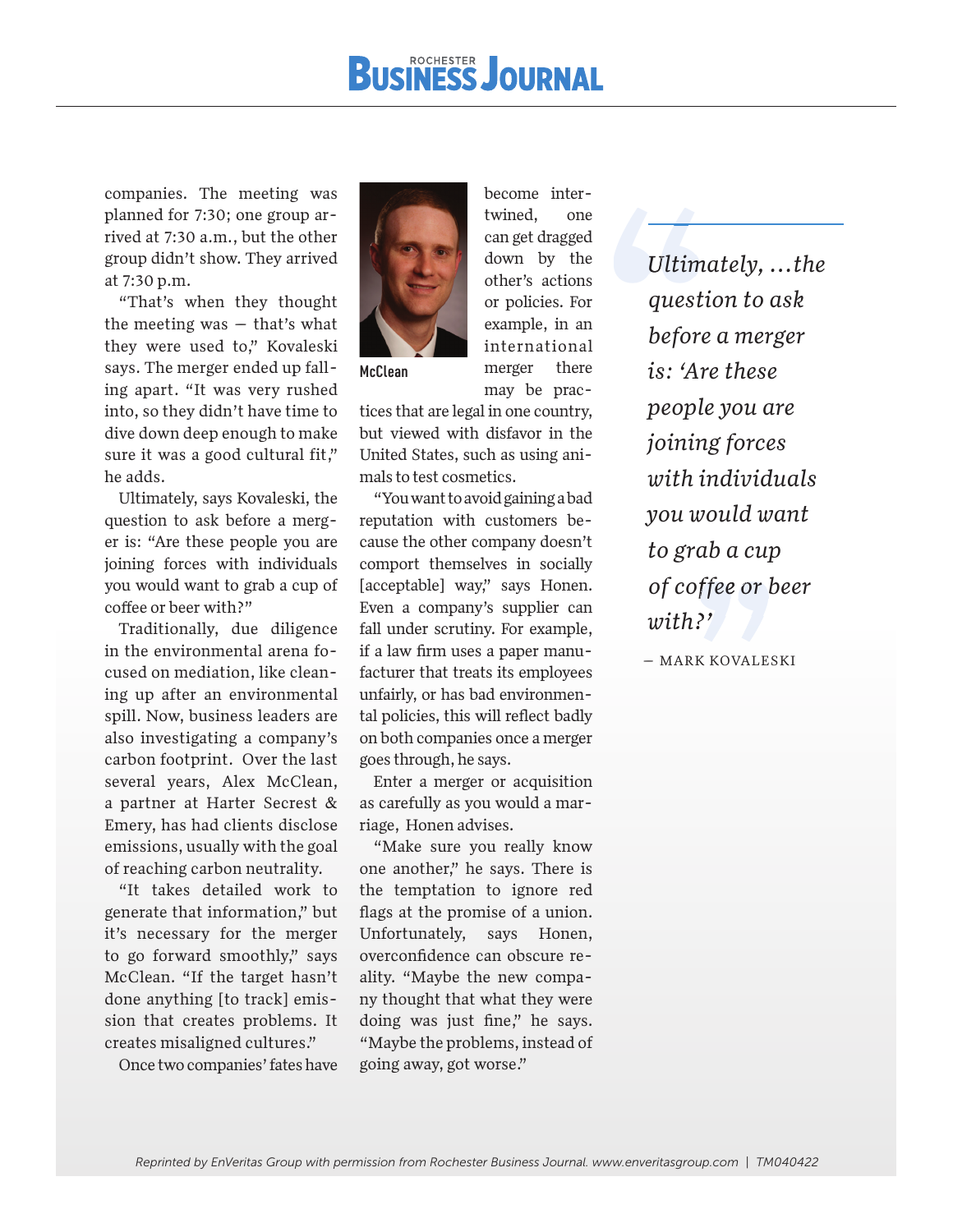companies. The meeting was planned for 7:30; one group arrived at 7:30 a.m., but the other group didn't show. They arrived at 7:30 p.m.

"That's when they thought the meeting was — that's what they were used to," Kovaleski says. The merger ended up falling apart. "It was very rushed into, so they didn't have time to dive down deep enough to make sure it was a good cultural fit," he adds.

Ultimately, says Kovaleski, the question to ask before a merger is: "Are these people you are joining forces with individuals you would want to grab a cup of coffee or beer with?"

Traditionally, due diligence in the environmental arena focused on mediation, like cleaning up after an environmental spill. Now, business leaders are also investigating a company's carbon footprint. Over the last several years, Alex McClean, a partner at Harter Secrest & Emery, has had clients disclose emissions, usually with the goal of reaching carbon neutrality.

"It takes detailed work to generate that information," but it's necessary for the merger to go forward smoothly," says McClean. "If the target hasn't done anything [to track] emission that creates problems. It creates misaligned cultures."

McClean

Once two companies' fates have become intertwined, one can get dragged down by the other's actions or policies. For example, in an international merger there may be practices that are legal in one country, but viewed with disfavor in the United States, such as using animals to test cosmetics.

"You want to avoid gaining a bad reputation with customers because the other company doesn't comport themselves in socially [acceptable] way," says Honen. Even a company's supplier can fall under scrutiny. For example, if a law firm uses a paper manufacturer that treats its employees unfairly, or has bad environmental policies, this will reflect badly on both companies once a merger goes through, he says.

Enter a merger or acquisition as carefully as you would a marriage, Honen advises.

"Make sure you really know one another," he says. There is the temptation to ignore red flags at the promise of a union. Unfortunately, says Honen, overconfidence can obscure reality. "Maybe the new company thought that what they were doing was just fine," he says. "Maybe the problems, instead of going away, got worse."

> *Ultimately, ...the question to ask before a merger is: 'Are these people you are joining forces with individuals you would want to grab a cup of coffee or beer with?'*
>
> — MARK KOVALESKI

*Reprinted by EnVeritas Group with permission from Rochester Business Journal. www.enveritasgroup.com | TM040422*